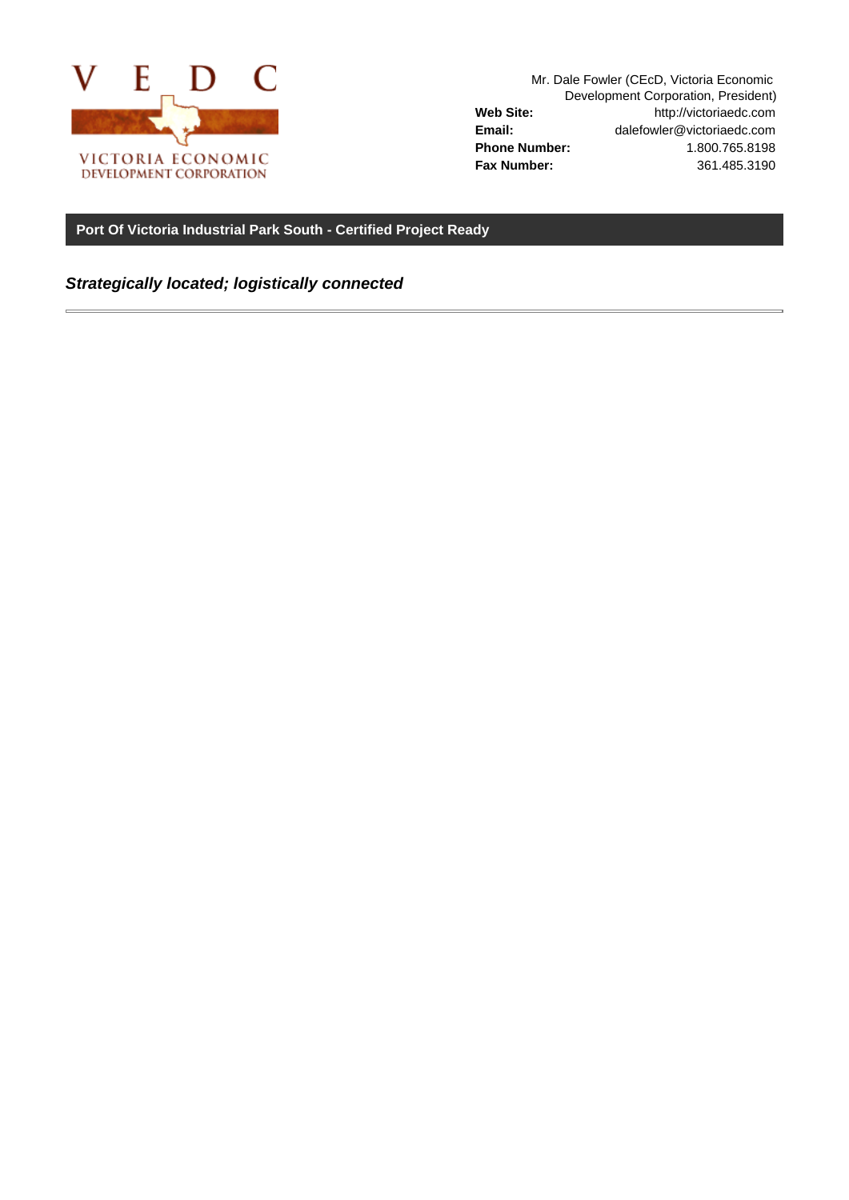VEDC

VICTORIA ECONOMIC DEVELOPMENT CORPORATION

Mr. Dale Fowler (CEcD, Victoria Economic Development Corporation, President)

| | |
|---|---|
| **Web Site:** | http://victoriaedc.com |
| **Email:** | dalefowler@victoriaedc.com |
| **Phone Number:** | 1.800.765.8198 |
| **Fax Number:** | 361.485.3190 |

## Port Of Victoria Industrial Park South - Certified Project Ready

***Strategically located; logistically connected***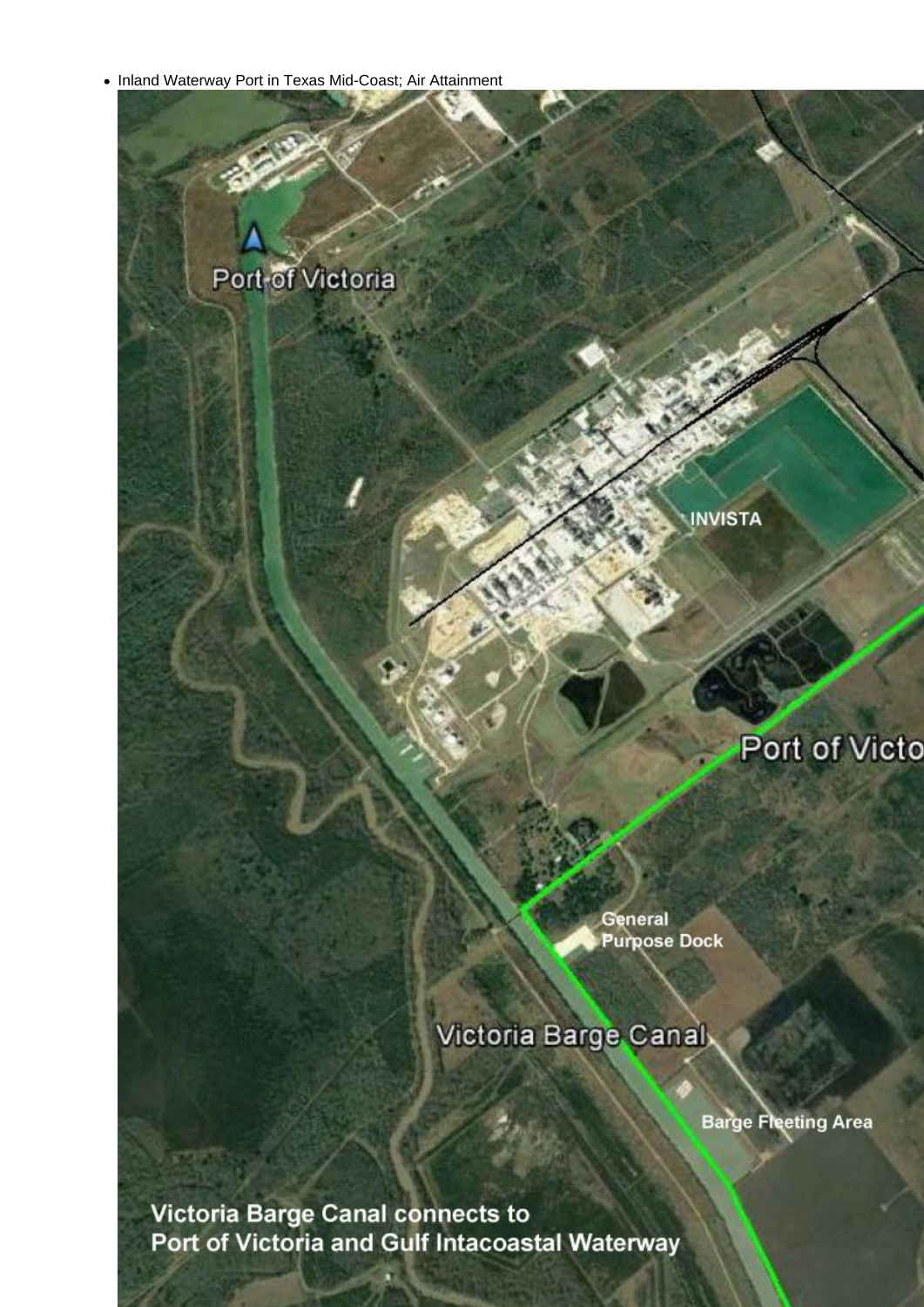- Inland Waterway Port in Texas Mid-Coast; Air Attainment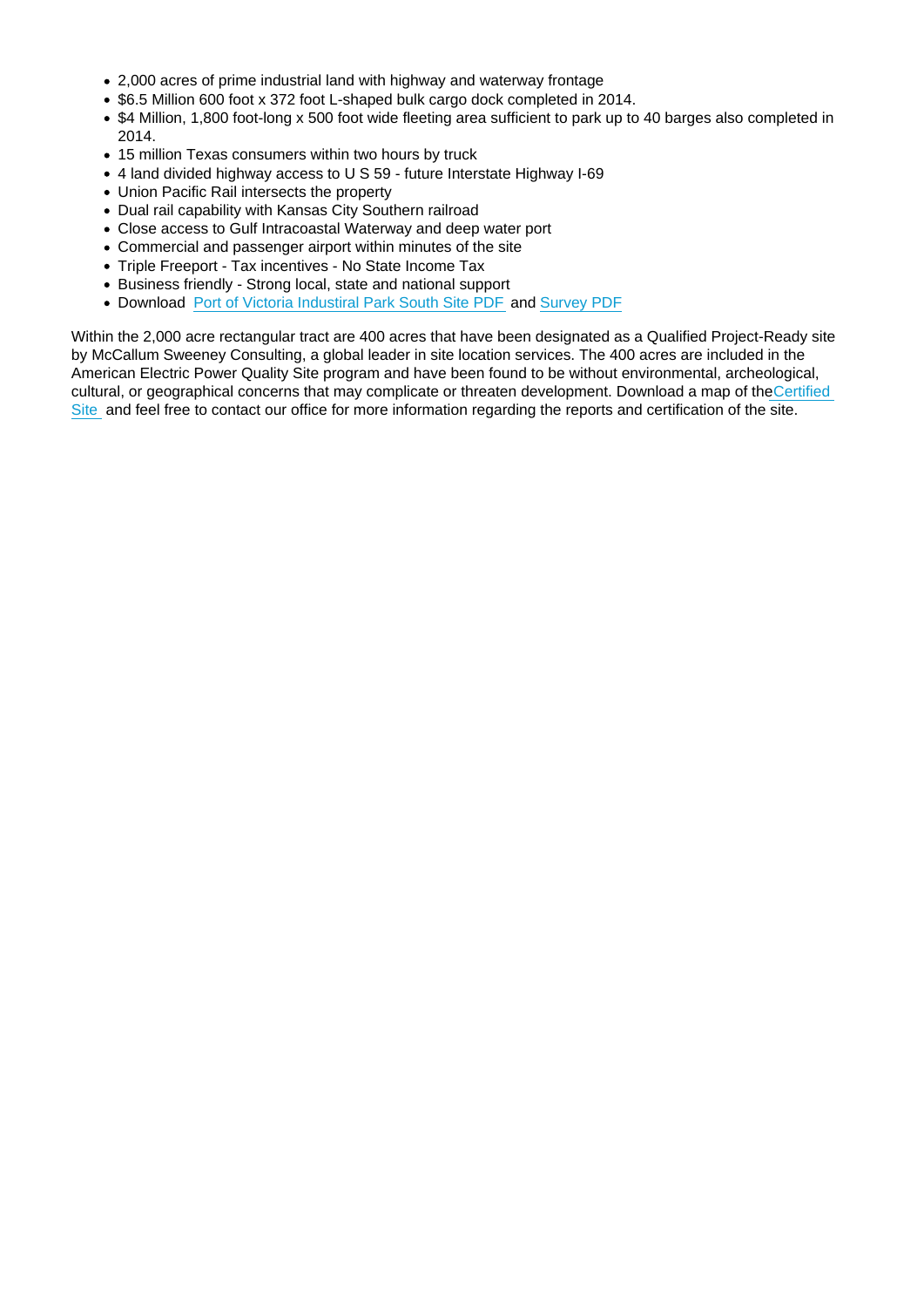- 2,000 acres of prime industrial land with highway and waterway frontage
- $6.5 Million 600 foot x 372 foot L-shaped bulk cargo dock completed in 2014.
- $4 Million, 1,800 foot-long x 500 foot wide fleeting area sufficient to park up to 40 barges also completed in 2014.
- 15 million Texas consumers within two hours by truck
- 4 land divided highway access to U S 59 - future Interstate Highway I-69
- Union Pacific Rail intersects the property
- Dual rail capability with Kansas City Southern railroad
- Close access to Gulf Intracoastal Waterway and deep water port
- Commercial and passenger airport within minutes of the site
- Triple Freeport - Tax incentives - No State Income Tax
- Business friendly - Strong local, state and national support
- Download Port of Victoria Industiral Park South Site PDF and Survey PDF

Within the 2,000 acre rectangular tract are 400 acres that have been designated as a Qualified Project-Ready site by McCallum Sweeney Consulting, a global leader in site location services. The 400 acres are included in the American Electric Power Quality Site program and have been found to be without environmental, archeological, cultural, or geographical concerns that may complicate or threaten development. Download a map of theCertified Site and feel free to contact our office for more information regarding the reports and certification of the site.